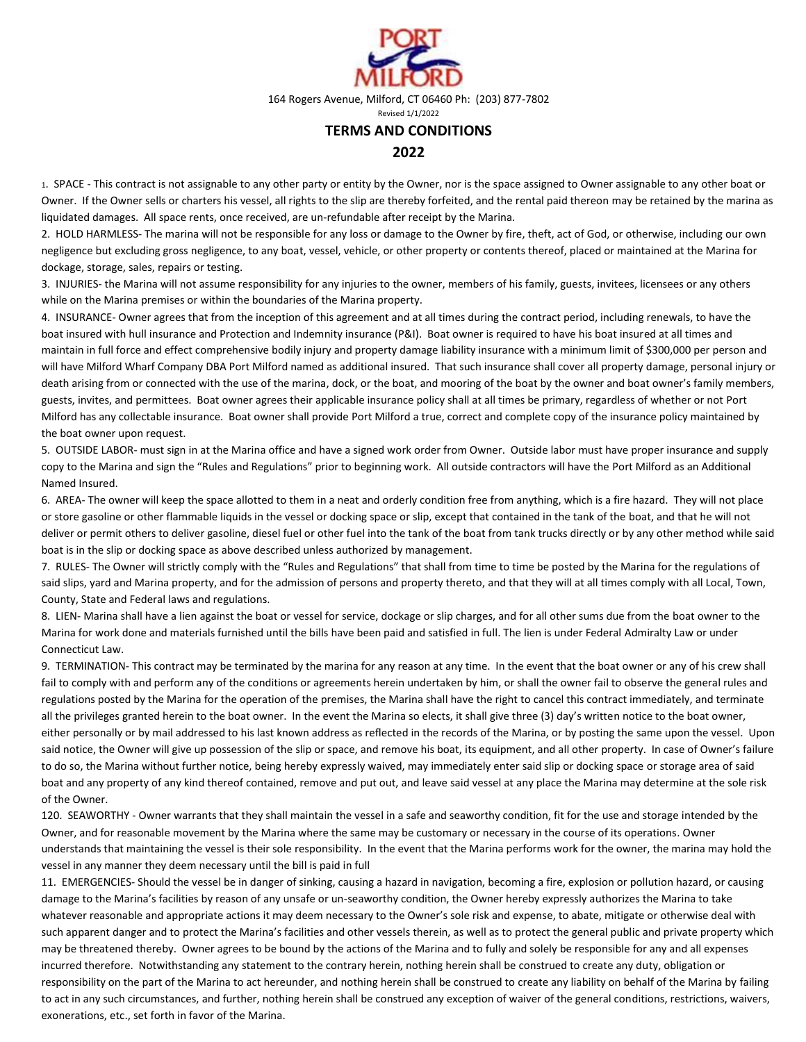PORT MILFORD

164 Rogers Avenue, Milford, CT 06460 Ph: (203) 877-7802

Revised 1/1/2022

# TERMS AND CONDITIONS

# 2022

1. SPACE - This contract is not assignable to any other party or entity by the Owner, nor is the space assigned to Owner assignable to any other boat or Owner. If the Owner sells or charters his vessel, all rights to the slip are thereby forfeited, and the rental paid thereon may be retained by the marina as liquidated damages. All space rents, once received, are un-refundable after receipt by the Marina.

2. HOLD HARMLESS- The marina will not be responsible for any loss or damage to the Owner by fire, theft, act of God, or otherwise, including our own negligence but excluding gross negligence, to any boat, vessel, vehicle, or other property or contents thereof, placed or maintained at the Marina for dockage, storage, sales, repairs or testing.

3. INJURIES- the Marina will not assume responsibility for any injuries to the owner, members of his family, guests, invitees, licensees or any others while on the Marina premises or within the boundaries of the Marina property.

4. INSURANCE- Owner agrees that from the inception of this agreement and at all times during the contract period, including renewals, to have the boat insured with hull insurance and Protection and Indemnity insurance (P&I). Boat owner is required to have his boat insured at all times and maintain in full force and effect comprehensive bodily injury and property damage liability insurance with a minimum limit of $300,000 per person and will have Milford Wharf Company DBA Port Milford named as additional insured. That such insurance shall cover all property damage, personal injury or death arising from or connected with the use of the marina, dock, or the boat, and mooring of the boat by the owner and boat owner's family members, guests, invites, and permittees. Boat owner agrees their applicable insurance policy shall at all times be primary, regardless of whether or not Port Milford has any collectable insurance. Boat owner shall provide Port Milford a true, correct and complete copy of the insurance policy maintained by the boat owner upon request.

5. OUTSIDE LABOR- must sign in at the Marina office and have a signed work order from Owner. Outside labor must have proper insurance and supply copy to the Marina and sign the "Rules and Regulations" prior to beginning work. All outside contractors will have the Port Milford as an Additional Named Insured.

6. AREA- The owner will keep the space allotted to them in a neat and orderly condition free from anything, which is a fire hazard. They will not place or store gasoline or other flammable liquids in the vessel or docking space or slip, except that contained in the tank of the boat, and that he will not deliver or permit others to deliver gasoline, diesel fuel or other fuel into the tank of the boat from tank trucks directly or by any other method while said boat is in the slip or docking space as above described unless authorized by management.

7. RULES- The Owner will strictly comply with the "Rules and Regulations" that shall from time to time be posted by the Marina for the regulations of said slips, yard and Marina property, and for the admission of persons and property thereto, and that they will at all times comply with all Local, Town, County, State and Federal laws and regulations.

8. LIEN- Marina shall have a lien against the boat or vessel for service, dockage or slip charges, and for all other sums due from the boat owner to the Marina for work done and materials furnished until the bills have been paid and satisfied in full. The lien is under Federal Admiralty Law or under Connecticut Law.

9. TERMINATION- This contract may be terminated by the marina for any reason at any time. In the event that the boat owner or any of his crew shall fail to comply with and perform any of the conditions or agreements herein undertaken by him, or shall the owner fail to observe the general rules and regulations posted by the Marina for the operation of the premises, the Marina shall have the right to cancel this contract immediately, and terminate all the privileges granted herein to the boat owner. In the event the Marina so elects, it shall give three (3) day's written notice to the boat owner, either personally or by mail addressed to his last known address as reflected in the records of the Marina, or by posting the same upon the vessel. Upon said notice, the Owner will give up possession of the slip or space, and remove his boat, its equipment, and all other property. In case of Owner's failure to do so, the Marina without further notice, being hereby expressly waived, may immediately enter said slip or docking space or storage area of said boat and any property of any kind thereof contained, remove and put out, and leave said vessel at any place the Marina may determine at the sole risk of the Owner.

120. SEAWORTHY - Owner warrants that they shall maintain the vessel in a safe and seaworthy condition, fit for the use and storage intended by the Owner, and for reasonable movement by the Marina where the same may be customary or necessary in the course of its operations. Owner understands that maintaining the vessel is their sole responsibility. In the event that the Marina performs work for the owner, the marina may hold the vessel in any manner they deem necessary until the bill is paid in full

11. EMERGENCIES- Should the vessel be in danger of sinking, causing a hazard in navigation, becoming a fire, explosion or pollution hazard, or causing damage to the Marina's facilities by reason of any unsafe or un-seaworthy condition, the Owner hereby expressly authorizes the Marina to take whatever reasonable and appropriate actions it may deem necessary to the Owner's sole risk and expense, to abate, mitigate or otherwise deal with such apparent danger and to protect the Marina's facilities and other vessels therein, as well as to protect the general public and private property which may be threatened thereby. Owner agrees to be bound by the actions of the Marina and to fully and solely be responsible for any and all expenses incurred therefore. Notwithstanding any statement to the contrary herein, nothing herein shall be construed to create any duty, obligation or responsibility on the part of the Marina to act hereunder, and nothing herein shall be construed to create any liability on behalf of the Marina by failing to act in any such circumstances, and further, nothing herein shall be construed any exception of waiver of the general conditions, restrictions, waivers, exonerations, etc., set forth in favor of the Marina.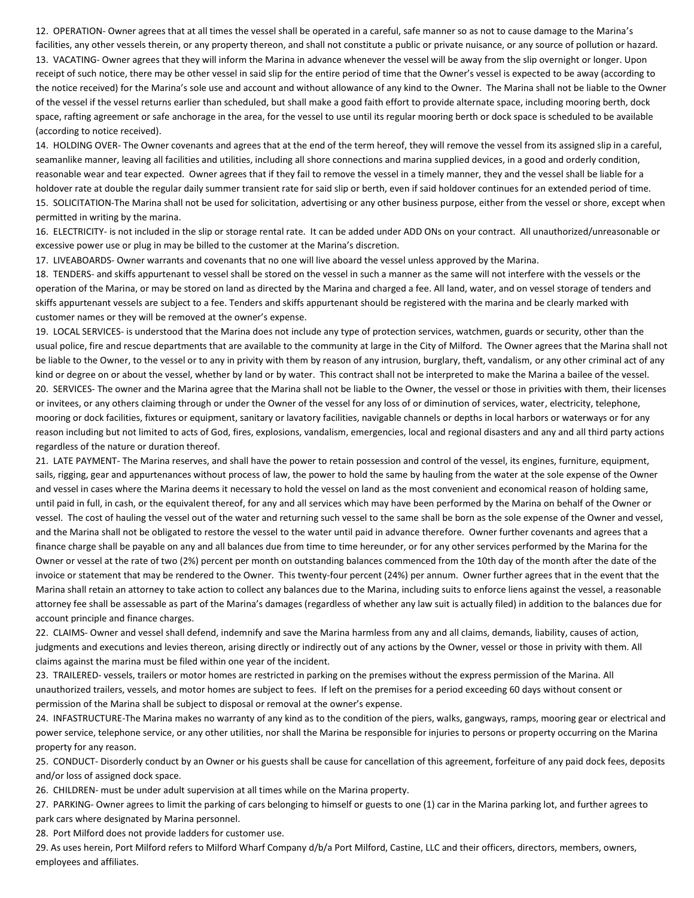12. OPERATION- Owner agrees that at all times the vessel shall be operated in a careful, safe manner so as not to cause damage to the Marina's facilities, any other vessels therein, or any property thereon, and shall not constitute a public or private nuisance, or any source of pollution or hazard.

13. VACATING- Owner agrees that they will inform the Marina in advance whenever the vessel will be away from the slip overnight or longer. Upon receipt of such notice, there may be other vessel in said slip for the entire period of time that the Owner's vessel is expected to be away (according to the notice received) for the Marina's sole use and account and without allowance of any kind to the Owner. The Marina shall not be liable to the Owner of the vessel if the vessel returns earlier than scheduled, but shall make a good faith effort to provide alternate space, including mooring berth, dock space, rafting agreement or safe anchorage in the area, for the vessel to use until its regular mooring berth or dock space is scheduled to be available (according to notice received).

14. HOLDING OVER- The Owner covenants and agrees that at the end of the term hereof, they will remove the vessel from its assigned slip in a careful, seamanlike manner, leaving all facilities and utilities, including all shore connections and marina supplied devices, in a good and orderly condition, reasonable wear and tear expected. Owner agrees that if they fail to remove the vessel in a timely manner, they and the vessel shall be liable for a holdover rate at double the regular daily summer transient rate for said slip or berth, even if said holdover continues for an extended period of time.

15. SOLICITATION-The Marina shall not be used for solicitation, advertising or any other business purpose, either from the vessel or shore, except when permitted in writing by the marina.

16. ELECTRICITY- is not included in the slip or storage rental rate. It can be added under ADD ONs on your contract. All unauthorized/unreasonable or excessive power use or plug in may be billed to the customer at the Marina's discretion.

17. LIVEABOARDS- Owner warrants and covenants that no one will live aboard the vessel unless approved by the Marina.

18. TENDERS- and skiffs appurtenant to vessel shall be stored on the vessel in such a manner as the same will not interfere with the vessels or the operation of the Marina, or may be stored on land as directed by the Marina and charged a fee. All land, water, and on vessel storage of tenders and skiffs appurtenant vessels are subject to a fee. Tenders and skiffs appurtenant should be registered with the marina and be clearly marked with customer names or they will be removed at the owner's expense.

19. LOCAL SERVICES- is understood that the Marina does not include any type of protection services, watchmen, guards or security, other than the usual police, fire and rescue departments that are available to the community at large in the City of Milford. The Owner agrees that the Marina shall not be liable to the Owner, to the vessel or to any in privity with them by reason of any intrusion, burglary, theft, vandalism, or any other criminal act of any kind or degree on or about the vessel, whether by land or by water. This contract shall not be interpreted to make the Marina a bailee of the vessel.

20. SERVICES- The owner and the Marina agree that the Marina shall not be liable to the Owner, the vessel or those in privities with them, their licenses or invitees, or any others claiming through or under the Owner of the vessel for any loss of or diminution of services, water, electricity, telephone, mooring or dock facilities, fixtures or equipment, sanitary or lavatory facilities, navigable channels or depths in local harbors or waterways or for any reason including but not limited to acts of God, fires, explosions, vandalism, emergencies, local and regional disasters and any and all third party actions regardless of the nature or duration thereof.

21. LATE PAYMENT- The Marina reserves, and shall have the power to retain possession and control of the vessel, its engines, furniture, equipment, sails, rigging, gear and appurtenances without process of law, the power to hold the same by hauling from the water at the sole expense of the Owner and vessel in cases where the Marina deems it necessary to hold the vessel on land as the most convenient and economical reason of holding same, until paid in full, in cash, or the equivalent thereof, for any and all services which may have been performed by the Marina on behalf of the Owner or vessel. The cost of hauling the vessel out of the water and returning such vessel to the same shall be born as the sole expense of the Owner and vessel, and the Marina shall not be obligated to restore the vessel to the water until paid in advance therefore. Owner further covenants and agrees that a finance charge shall be payable on any and all balances due from time to time hereunder, or for any other services performed by the Marina for the Owner or vessel at the rate of two (2%) percent per month on outstanding balances commenced from the 10th day of the month after the date of the invoice or statement that may be rendered to the Owner. This twenty-four percent (24%) per annum. Owner further agrees that in the event that the Marina shall retain an attorney to take action to collect any balances due to the Marina, including suits to enforce liens against the vessel, a reasonable attorney fee shall be assessable as part of the Marina's damages (regardless of whether any law suit is actually filed) in addition to the balances due for account principle and finance charges.

22. CLAIMS- Owner and vessel shall defend, indemnify and save the Marina harmless from any and all claims, demands, liability, causes of action, judgments and executions and levies thereon, arising directly or indirectly out of any actions by the Owner, vessel or those in privity with them. All claims against the marina must be filed within one year of the incident.

23. TRAILERED- vessels, trailers or motor homes are restricted in parking on the premises without the express permission of the Marina. All unauthorized trailers, vessels, and motor homes are subject to fees. If left on the premises for a period exceeding 60 days without consent or permission of the Marina shall be subject to disposal or removal at the owner's expense.

24. INFASTRUCTURE-The Marina makes no warranty of any kind as to the condition of the piers, walks, gangways, ramps, mooring gear or electrical and power service, telephone service, or any other utilities, nor shall the Marina be responsible for injuries to persons or property occurring on the Marina property for any reason.

25. CONDUCT- Disorderly conduct by an Owner or his guests shall be cause for cancellation of this agreement, forfeiture of any paid dock fees, deposits and/or loss of assigned dock space.

26. CHILDREN- must be under adult supervision at all times while on the Marina property.

27. PARKING- Owner agrees to limit the parking of cars belonging to himself or guests to one (1) car in the Marina parking lot, and further agrees to park cars where designated by Marina personnel.

28. Port Milford does not provide ladders for customer use.

29. As uses herein, Port Milford refers to Milford Wharf Company d/b/a Port Milford, Castine, LLC and their officers, directors, members, owners, employees and affiliates.